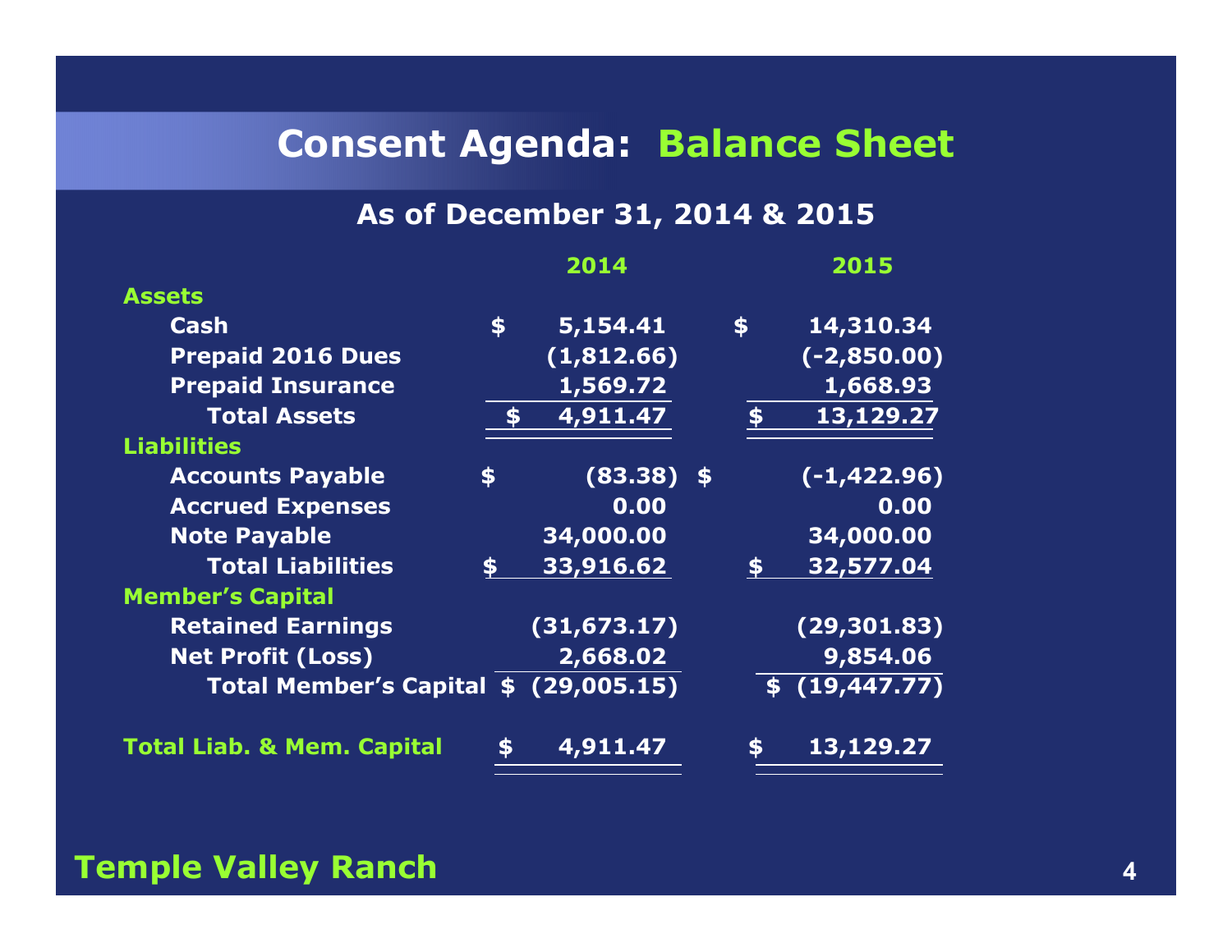# Consent Agenda: Balance Sheet

## As of December 31, 2014 & 2015

| | 2014 | 2015 |
|---|---|---|
| **Assets** | | |
| Cash | $ 5,154.41 | $ 14,310.34 |
| Prepaid 2016 Dues | (1,812.66) | (-2,850.00) |
| Prepaid Insurance | 1,569.72 | 1,668.93 |
| Total Assets | $ 4,911.47 | $ 13,129.27 |
| **Liabilities** | | |
| Accounts Payable | $ (83.38) | $ (-1,422.96) |
| Accrued Expenses | 0.00 | 0.00 |
| Note Payable | 34,000.00 | 34,000.00 |
| Total Liabilities | $ 33,916.62 | $ 32,577.04 |
| **Member's Capital** | | |
| Retained Earnings | (31,673.17) | (29,301.83) |
| Net Profit (Loss) | 2,668.02 | 9,854.06 |
| Total Member's Capital | $ (29,005.15) | $ (19,447.77) |
| **Total Liab. & Mem. Capital** | $ 4,911.47 | $ 13,129.27 |

**Temple Valley Ranch**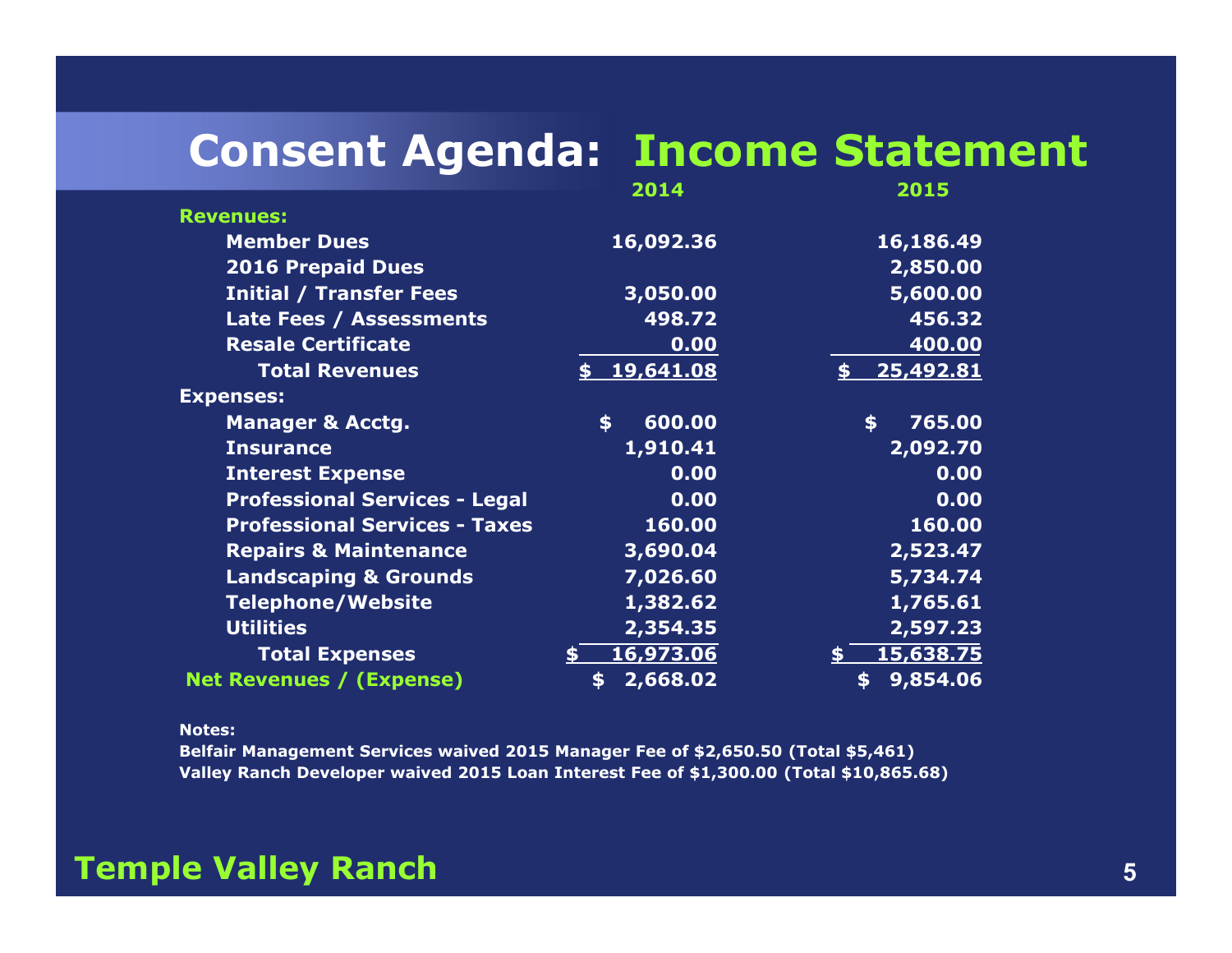# Consent Agenda: Income Statement

| | 2014 | 2015 |
|---|---|---|
| **Revenues:** | | |
| Member Dues | 16,092.36 | 16,186.49 |
| 2016 Prepaid Dues | | 2,850.00 |
| Initial / Transfer Fees | 3,050.00 | 5,600.00 |
| Late Fees / Assessments | 498.72 | 456.32 |
| Resale Certificate | 0.00 | 400.00 |
| Total Revenues | $ 19,641.08 | $ 25,492.81 |
| **Expenses:** | | |
| Manager & Acctg. | $ 600.00 | $ 765.00 |
| Insurance | 1,910.41 | 2,092.70 |
| Interest Expense | 0.00 | 0.00 |
| Professional Services - Legal | 0.00 | 0.00 |
| Professional Services - Taxes | 160.00 | 160.00 |
| Repairs & Maintenance | 3,690.04 | 2,523.47 |
| Landscaping & Grounds | 7,026.60 | 5,734.74 |
| Telephone/Website | 1,382.62 | 1,765.61 |
| Utilities | 2,354.35 | 2,597.23 |
| Total Expenses | $ 16,973.06 | $ 15,638.75 |
| **Net Revenues / (Expense)** | $ 2,668.02 | $ 9,854.06 |

**Notes:**

Belfair Management Services waived 2015 Manager Fee of $2,650.50 (Total $5,461)

Valley Ranch Developer waived 2015 Loan Interest Fee of $1,300.00 (Total $10,865.68)

**Temple Valley Ranch**